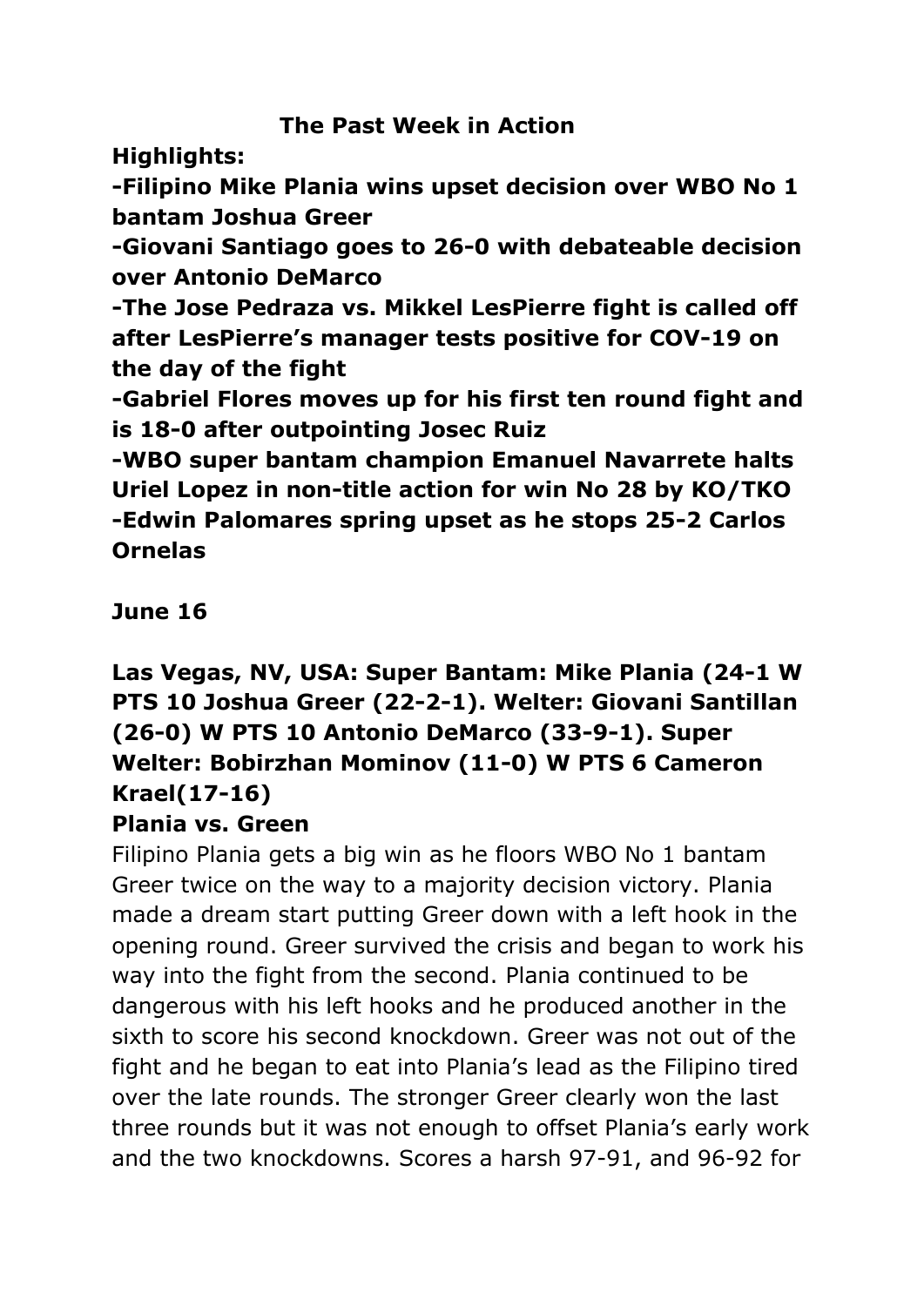## The Past Week in Action

**Highlights:**

**-Filipino Mike Plania wins upset decision over WBO No 1 bantam Joshua Greer**

**-Giovani Santiago goes to 26-0 with debateable decision over Antonio DeMarco**

**-The Jose Pedraza vs. Mikkel LesPierre fight is called off after LesPierre's manager tests positive for COV-19 on the day of the fight**

**-Gabriel Flores moves up for his first ten round fight and is 18-0 after outpointing Josec Ruiz**

**-WBO super bantam champion Emanuel Navarrete halts Uriel Lopez in non-title action for win No 28 by KO/TKO**

**-Edwin Palomares spring upset as he stops 25-2 Carlos Ornelas**

**June 16**

**Las Vegas, NV, USA: Super Bantam: Mike Plania (24-1 W PTS 10 Joshua Greer (22-2-1). Welter: Giovani Santillan (26-0) W PTS 10 Antonio DeMarco (33-9-1). Super Welter: Bobirzhan Mominov (11-0) W PTS 6 Cameron Krael(17-16)**

**Plania vs. Green**

Filipino Plania gets a big win as he floors WBO No 1 bantam Greer twice on the way to a majority decision victory. Plania made a dream start putting Greer down with a left hook in the opening round. Greer survived the crisis and began to work his way into the fight from the second. Plania continued to be dangerous with his left hooks and he produced another in the sixth to score his second knockdown. Greer was not out of the fight and he began to eat into Plania's lead as the Filipino tired over the late rounds. The stronger Greer clearly won the last three rounds but it was not enough to offset Plania's early work and the two knockdowns. Scores a harsh 97-91, and 96-92 for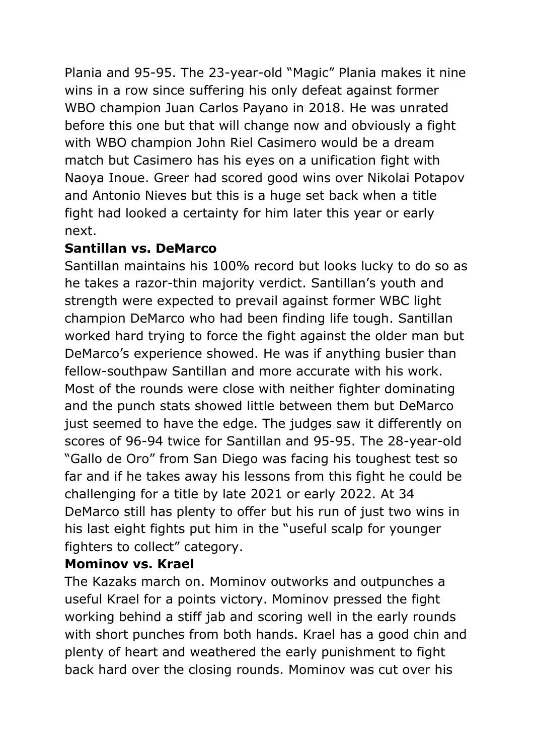Plania and 95-95. The 23-year-old "Magic" Plania makes it nine wins in a row since suffering his only defeat against former WBO champion Juan Carlos Payano in 2018. He was unrated before this one but that will change now and obviously a fight with WBO champion John Riel Casimero would be a dream match but Casimero has his eyes on a unification fight with Naoya Inoue. Greer had scored good wins over Nikolai Potapov and Antonio Nieves but this is a huge set back when a title fight had looked a certainty for him later this year or early next.

**Santillan vs. DeMarco**

Santillan maintains his 100% record but looks lucky to do so as he takes a razor-thin majority verdict. Santillan's youth and strength were expected to prevail against former WBC light champion DeMarco who had been finding life tough. Santillan worked hard trying to force the fight against the older man but DeMarco's experience showed. He was if anything busier than fellow-southpaw Santillan and more accurate with his work. Most of the rounds were close with neither fighter dominating and the punch stats showed little between them but DeMarco just seemed to have the edge. The judges saw it differently on scores of 96-94 twice for Santillan and 95-95. The 28-year-old "Gallo de Oro" from San Diego was facing his toughest test so far and if he takes away his lessons from this fight he could be challenging for a title by late 2021 or early 2022. At 34 DeMarco still has plenty to offer but his run of just two wins in his last eight fights put him in the "useful scalp for younger fighters to collect" category.

**Mominov vs. Krael**

The Kazaks march on. Mominov outworks and outpunches a useful Krael for a points victory. Mominov pressed the fight working behind a stiff jab and scoring well in the early rounds with short punches from both hands. Krael has a good chin and plenty of heart and weathered the early punishment to fight back hard over the closing rounds. Mominov was cut over his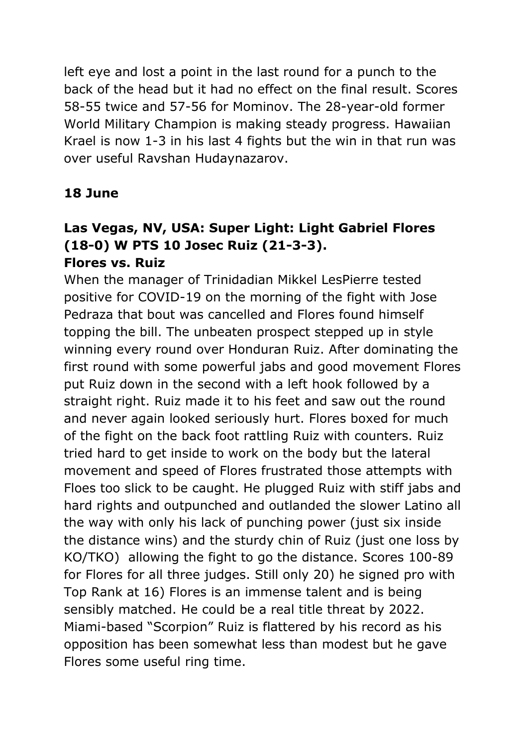left eye and lost a point in the last round for a punch to the back of the head but it had no effect on the final result. Scores 58-55 twice and 57-56 for Mominov. The 28-year-old former World Military Champion is making steady progress. Hawaiian Krael is now 1-3 in his last 4 fights but the win in that run was over useful Ravshan Hudaynazarov.

**18 June**

**Las Vegas, NV, USA: Super Light: Light Gabriel Flores (18-0) W PTS 10 Josec Ruiz (21-3-3).**
**Flores vs. Ruiz**

When the manager of Trinidadian Mikkel LesPierre tested positive for COVID-19 on the morning of the fight with Jose Pedraza that bout was cancelled and Flores found himself topping the bill. The unbeaten prospect stepped up in style winning every round over Honduran Ruiz. After dominating the first round with some powerful jabs and good movement Flores put Ruiz down in the second with a left hook followed by a straight right. Ruiz made it to his feet and saw out the round and never again looked seriously hurt. Flores boxed for much of the fight on the back foot rattling Ruiz with counters. Ruiz tried hard to get inside to work on the body but the lateral movement and speed of Flores frustrated those attempts with Floes too slick to be caught. He plugged Ruiz with stiff jabs and hard rights and outpunched and outlanded the slower Latino all the way with only his lack of punching power (just six inside the distance wins) and the sturdy chin of Ruiz (just one loss by KO/TKO) allowing the fight to go the distance. Scores 100-89 for Flores for all three judges. Still only 20) he signed pro with Top Rank at 16) Flores is an immense talent and is being sensibly matched. He could be a real title threat by 2022. Miami-based "Scorpion" Ruiz is flattered by his record as his opposition has been somewhat less than modest but he gave Flores some useful ring time.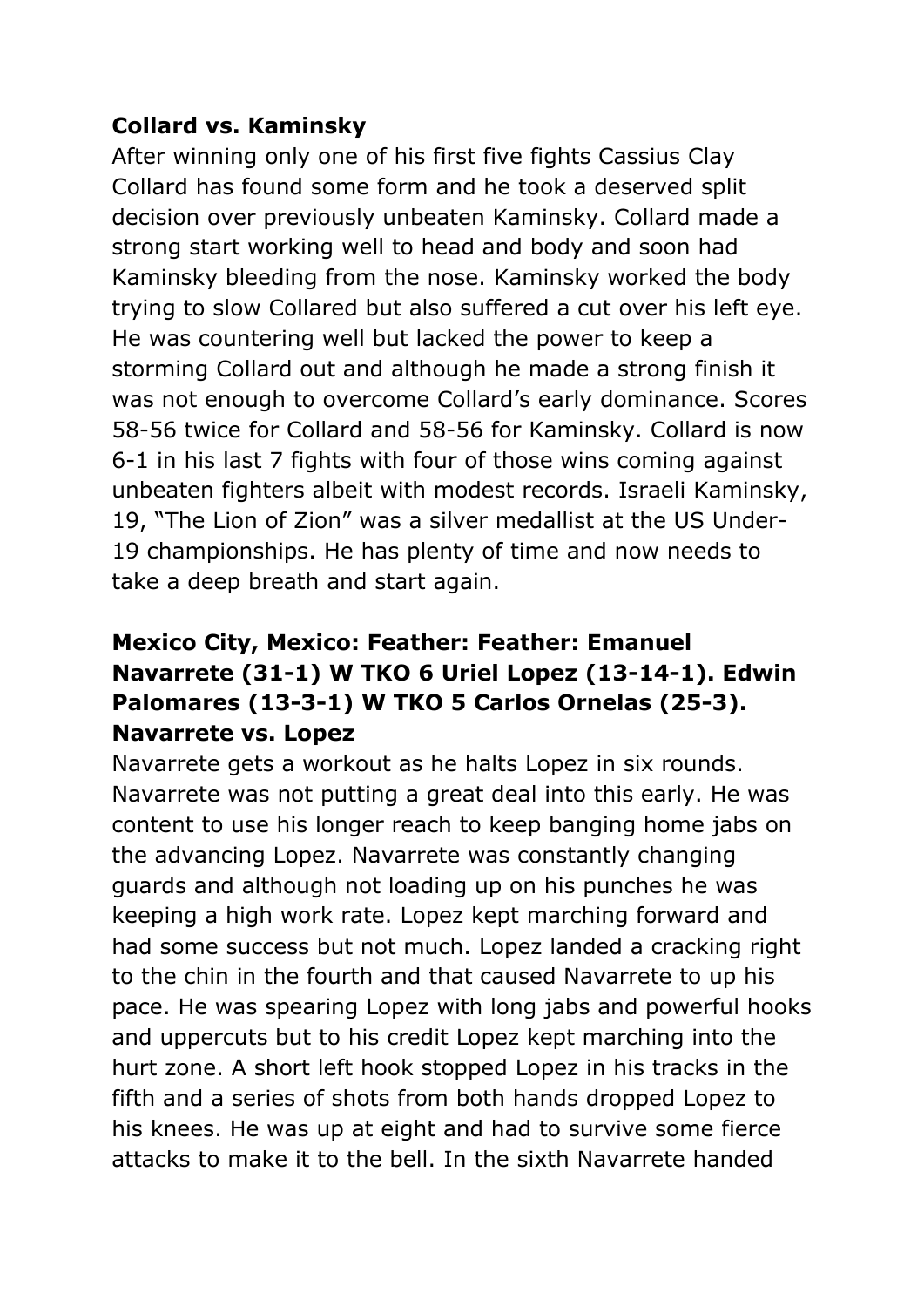**Collard vs. Kaminsky**

After winning only one of his first five fights Cassius Clay Collard has found some form and he took a deserved split decision over previously unbeaten Kaminsky. Collard made a strong start working well to head and body and soon had Kaminsky bleeding from the nose. Kaminsky worked the body trying to slow Collared but also suffered a cut over his left eye. He was countering well but lacked the power to keep a storming Collard out and although he made a strong finish it was not enough to overcome Collard's early dominance. Scores 58-56 twice for Collard and 58-56 for Kaminsky. Collard is now 6-1 in his last 7 fights with four of those wins coming against unbeaten fighters albeit with modest records. Israeli Kaminsky, 19, "The Lion of Zion" was a silver medallist at the US Under-19 championships. He has plenty of time and now needs to take a deep breath and start again.

**Mexico City, Mexico: Feather: Feather: Emanuel Navarrete (31-1) W TKO 6 Uriel Lopez (13-14-1). Edwin Palomares (13-3-1) W TKO 5 Carlos Ornelas (25-3).**

**Navarrete vs. Lopez**

Navarrete gets a workout as he halts Lopez in six rounds. Navarrete was not putting a great deal into this early. He was content to use his longer reach to keep banging home jabs on the advancing Lopez. Navarrete was constantly changing guards and although not loading up on his punches he was keeping a high work rate. Lopez kept marching forward and had some success but not much. Lopez landed a cracking right to the chin in the fourth and that caused Navarrete to up his pace. He was spearing Lopez with long jabs and powerful hooks and uppercuts but to his credit Lopez kept marching into the hurt zone. A short left hook stopped Lopez in his tracks in the fifth and a series of shots from both hands dropped Lopez to his knees. He was up at eight and had to survive some fierce attacks to make it to the bell. In the sixth Navarrete handed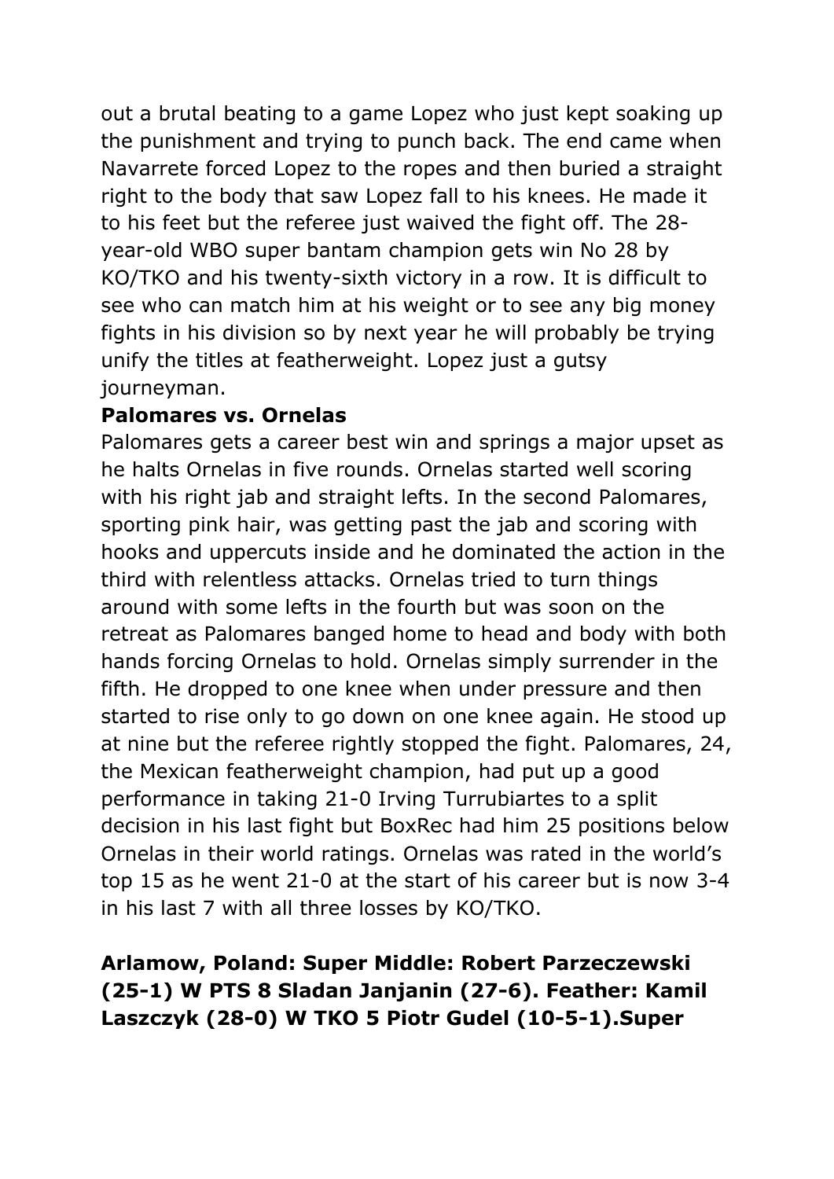out a brutal beating to a game Lopez who just kept soaking up the punishment and trying to punch back. The end came when Navarrete forced Lopez to the ropes and then buried a straight right to the body that saw Lopez fall to his knees. He made it to his feet but the referee just waived the fight off. The 28-year-old WBO super bantam champion gets win No 28 by KO/TKO and his twenty-sixth victory in a row. It is difficult to see who can match him at his weight or to see any big money fights in his division so by next year he will probably be trying unify the titles at featherweight. Lopez just a gutsy journeyman.

**Palomares vs. Ornelas**

Palomares gets a career best win and springs a major upset as he halts Ornelas in five rounds. Ornelas started well scoring with his right jab and straight lefts. In the second Palomares, sporting pink hair, was getting past the jab and scoring with hooks and uppercuts inside and he dominated the action in the third with relentless attacks. Ornelas tried to turn things around with some lefts in the fourth but was soon on the retreat as Palomares banged home to head and body with both hands forcing Ornelas to hold. Ornelas simply surrender in the fifth. He dropped to one knee when under pressure and then started to rise only to go down on one knee again. He stood up at nine but the referee rightly stopped the fight. Palomares, 24, the Mexican featherweight champion, had put up a good performance in taking 21-0 Irving Turrubiartes to a split decision in his last fight but BoxRec had him 25 positions below Ornelas in their world ratings. Ornelas was rated in the world's top 15 as he went 21-0 at the start of his career but is now 3-4 in his last 7 with all three losses by KO/TKO.

**Arlamow, Poland: Super Middle: Robert Parzeczewski (25-1) W PTS 8 Sladan Janjanin (27-6). Feather: Kamil Laszczyk (28-0) W TKO 5 Piotr Gudel (10-5-1).Super**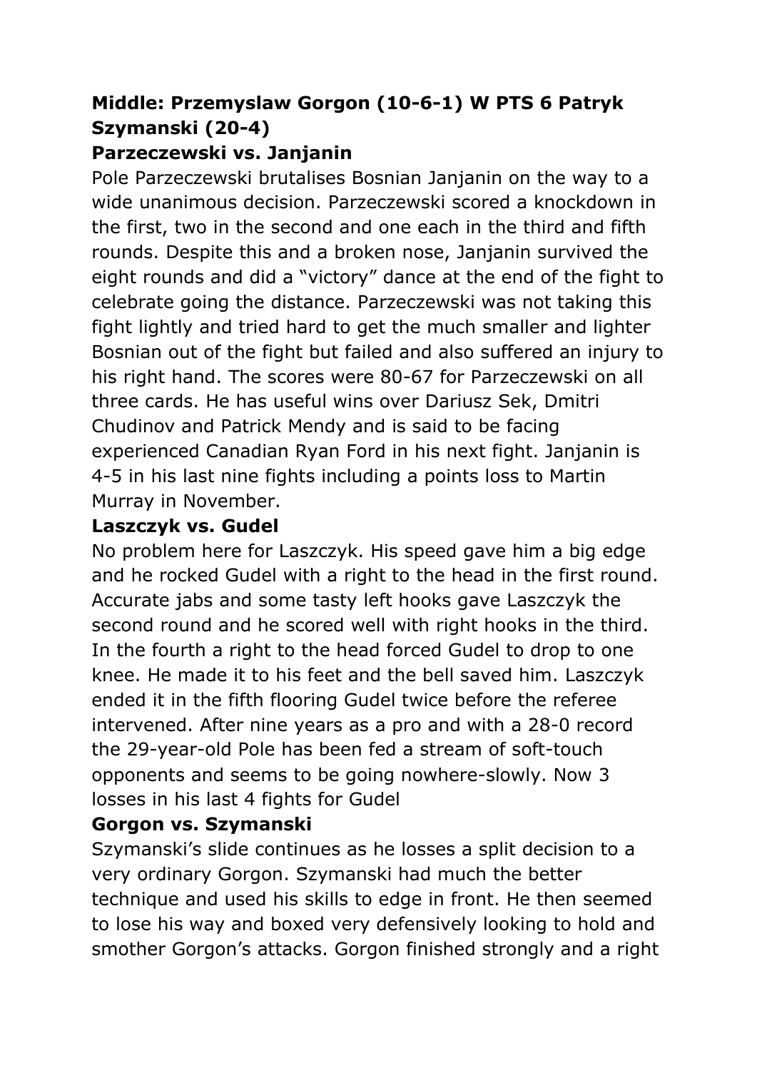**Middle: Przemyslaw Gorgon (10-6-1) W PTS 6 Patryk Szymanski (20-4)**

**Parzeczewski vs. Janjanin**

Pole Parzeczewski brutalises Bosnian Janjanin on the way to a wide unanimous decision. Parzeczewski scored a knockdown in the first, two in the second and one each in the third and fifth rounds. Despite this and a broken nose, Janjanin survived the eight rounds and did a "victory" dance at the end of the fight to celebrate going the distance. Parzeczewski was not taking this fight lightly and tried hard to get the much smaller and lighter Bosnian out of the fight but failed and also suffered an injury to his right hand. The scores were 80-67 for Parzeczewski on all three cards. He has useful wins over Dariusz Sek, Dmitri Chudinov and Patrick Mendy and is said to be facing experienced Canadian Ryan Ford in his next fight. Janjanin is 4-5 in his last nine fights including a points loss to Martin Murray in November.

**Laszczyk vs. Gudel**

No problem here for Laszczyk. His speed gave him a big edge and he rocked Gudel with a right to the head in the first round. Accurate jabs and some tasty left hooks gave Laszczyk the second round and he scored well with right hooks in the third. In the fourth a right to the head forced Gudel to drop to one knee. He made it to his feet and the bell saved him. Laszczyk ended it in the fifth flooring Gudel twice before the referee intervened. After nine years as a pro and with a 28-0 record the 29-year-old Pole has been fed a stream of soft-touch opponents and seems to be going nowhere-slowly. Now 3 losses in his last 4 fights for Gudel

**Gorgon vs. Szymanski**

Szymanski's slide continues as he losses a split decision to a very ordinary Gorgon. Szymanski had much the better technique and used his skills to edge in front. He then seemed to lose his way and boxed very defensively looking to hold and smother Gorgon's attacks. Gorgon finished strongly and a right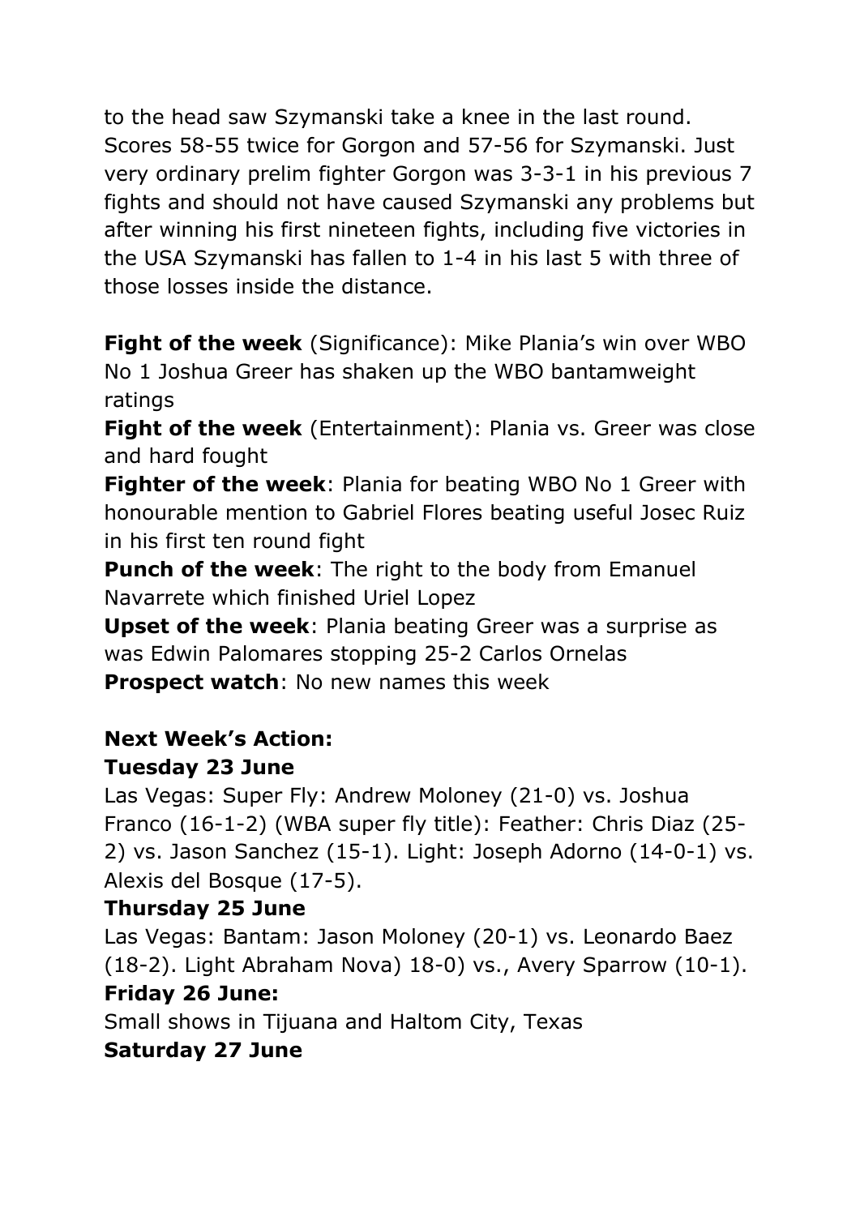to the head saw Szymanski take a knee in the last round. Scores 58-55 twice for Gorgon and 57-56 for Szymanski. Just very ordinary prelim fighter Gorgon was 3-3-1 in his previous 7 fights and should not have caused Szymanski any problems but after winning his first nineteen fights, including five victories in the USA Szymanski has fallen to 1-4 in his last 5 with three of those losses inside the distance.

**Fight of the week** (Significance): Mike Plania's win over WBO No 1 Joshua Greer has shaken up the WBO bantamweight ratings

**Fight of the week** (Entertainment): Plania vs. Greer was close and hard fought

**Fighter of the week**: Plania for beating WBO No 1 Greer with honourable mention to Gabriel Flores beating useful Josec Ruiz in his first ten round fight

**Punch of the week**: The right to the body from Emanuel Navarrete which finished Uriel Lopez

**Upset of the week**: Plania beating Greer was a surprise as was Edwin Palomares stopping 25-2 Carlos Ornelas

**Prospect watch**: No new names this week

**Next Week's Action:**

**Tuesday 23 June**

Las Vegas: Super Fly: Andrew Moloney (21-0) vs. Joshua Franco (16-1-2) (WBA super fly title): Feather: Chris Diaz (25-2) vs. Jason Sanchez (15-1). Light: Joseph Adorno (14-0-1) vs. Alexis del Bosque (17-5).

**Thursday 25 June**

Las Vegas: Bantam: Jason Moloney (20-1) vs. Leonardo Baez (18-2). Light Abraham Nova) 18-0) vs., Avery Sparrow (10-1).

**Friday 26 June:**

Small shows in Tijuana and Haltom City, Texas

**Saturday 27 June**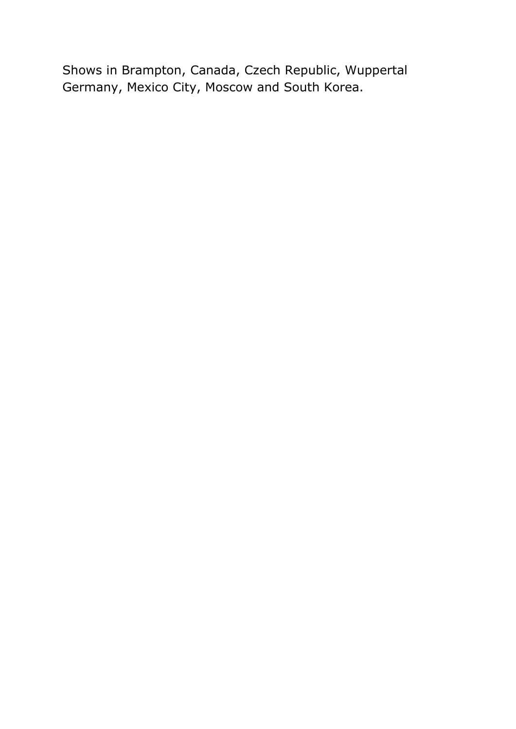Shows in Brampton, Canada, Czech Republic, Wuppertal Germany, Mexico City, Moscow and South Korea.